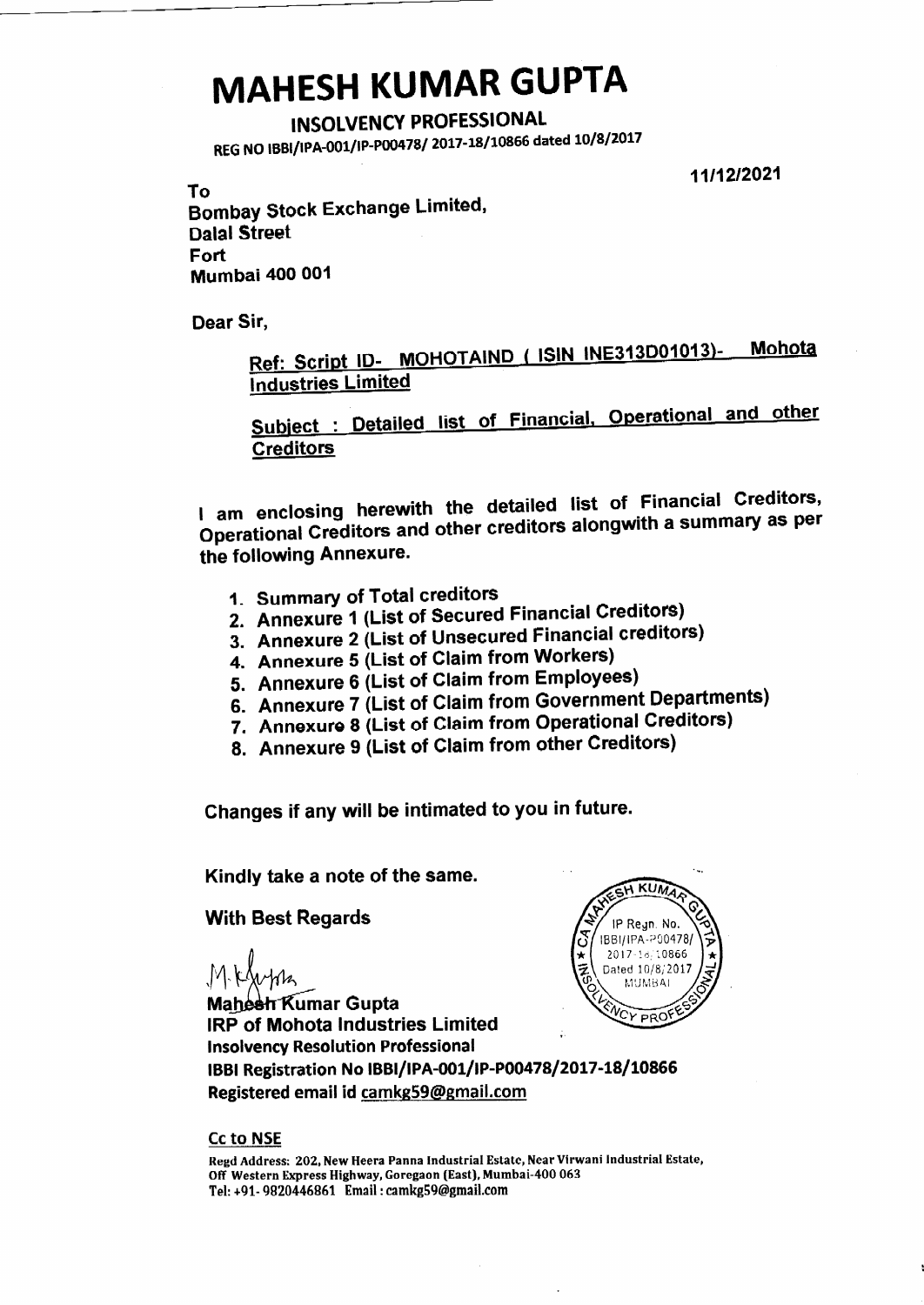# MAHESH KUMAR GUPTA

**INSOLVENCY PROFESSIONAL**

REG NO IBBI/IPA-001/IP-P00478/ 2017-18/10866 dated 10/8/2017

11/12/2021

To
Bombay Stock Exchange Limited,
Dalal Street
Fort
Mumbai 400 001

Dear Sir,

**Ref: Script ID- MOHOTAIND ( ISIN INE313D01013)- Mohota Industries Limited**

**Subject : Detailed list of Financial, Operational and other Creditors**

I am enclosing herewith the detailed list of Financial Creditors, Operational Creditors and other creditors alongwith a summary as per the following Annexure.

1. Summary of Total creditors
2. Annexure 1 (List of Secured Financial Creditors)
3. Annexure 2 (List of Unsecured Financial creditors)
4. Annexure 5 (List of Claim from Workers)
5. Annexure 6 (List of Claim from Employees)
6. Annexure 7 (List of Claim from Government Departments)
7. Annexure 8 (List of Claim from Operational Creditors)
8. Annexure 9 (List of Claim from other Creditors)

Changes if any will be intimated to you in future.

Kindly take a note of the same.

With Best Regards

Mahesh Kumar Gupta
IRP of Mohota Industries Limited
Insolvency Resolution Professional
IBBI Registration No IBBI/IPA-001/IP-P00478/2017-18/10866
Registered email id camkg59@gmail.com

Cc to NSE

Regd Address: 202, New Heera Panna Industrial Estate, Near Virwani Industrial Estate, Off Western Express Highway, Goregaon (East), Mumbai-400 063
Tel: +91- 9820446861 Email : camkg59@gmail.com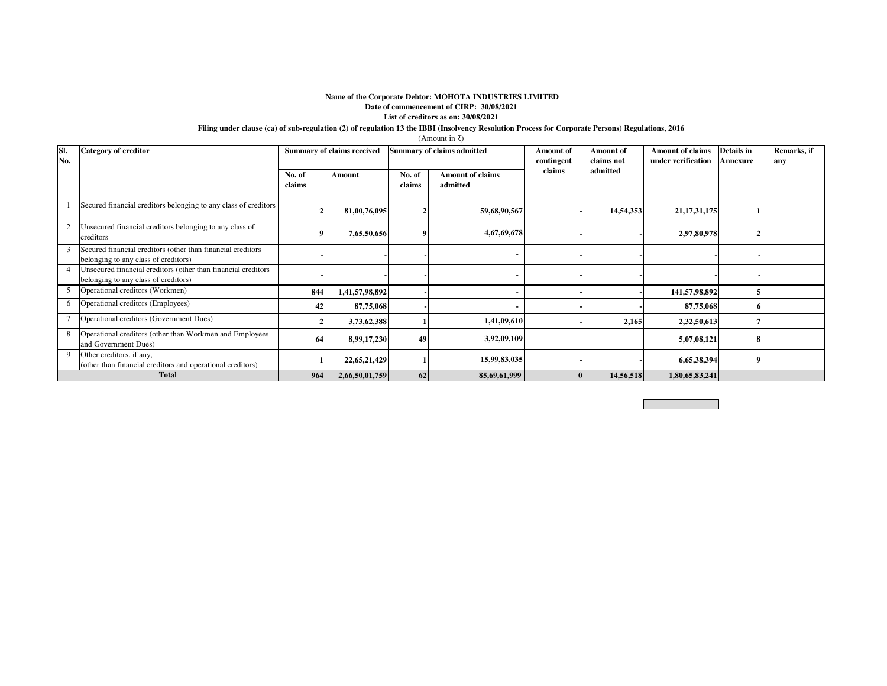**Name of the Corporate Debtor: MOHOTA INDUSTRIES LIMITED**

**Date of commencement of CIRP: 30/08/2021**

**List of creditors as on: 30/08/2021**

**Filing under clause (ca) of sub-regulation (2) of regulation 13 the IBBI (Insolvency Resolution Process for Corporate Persons) Regulations, 2016**

(Amount in ₹)

| Sl. No. | Category of creditor | Summary of claims received | | Summary of claims admitted | | Amount of contingent claims | Amount of claims not admitted | Amount of claims under verification | Details in Annexure | Remarks, if any |
|---|---|---|---|---|---|---|---|---|---|---|
| | | No. of claims | Amount | No. of claims | Amount of claims admitted | | | | | |
| 1 | Secured financial creditors belonging to any class of creditors | 2 | 81,00,76,095 | 2 | 59,68,90,567 | - | 14,54,353 | 21,17,31,175 | 1 | |
| 2 | Unsecured financial creditors belonging to any class of creditors | 9 | 7,65,50,656 | 9 | 4,67,69,678 | - | - | 2,97,80,978 | 2 | |
| 3 | Secured financial creditors (other than financial creditors belonging to any class of creditors) | - | - | - | - | - | - | - | - | |
| 4 | Unsecured financial creditors (other than financial creditors belonging to any class of creditors) | - | - | - | - | - | - | - | - | |
| 5 | Operational creditors (Workmen) | 844 | 1,41,57,98,892 | - | - | - | - | 141,57,98,892 | 5 | |
| 6 | Operational creditors (Employees) | 42 | 87,75,068 | - | - | - | - | 87,75,068 | 6 | |
| 7 | Operational creditors (Government Dues) | 2 | 3,73,62,388 | 1 | 1,41,09,610 | - | 2,165 | 2,32,50,613 | 7 | |
| 8 | Operational creditors (other than Workmen and Employees and Government Dues) | 64 | 8,99,17,230 | 49 | 3,92,09,109 | | | 5,07,08,121 | 8 | |
| 9 | Other creditors, if any, (other than financial creditors and operational creditors) | 1 | 22,65,21,429 | 1 | 15,99,83,035 | - | - | 6,65,38,394 | 9 | |
| **Total** | | 964 | 2,66,50,01,759 | 62 | 85,69,61,999 | 0 | 14,56,518 | 1,80,65,83,241 | | |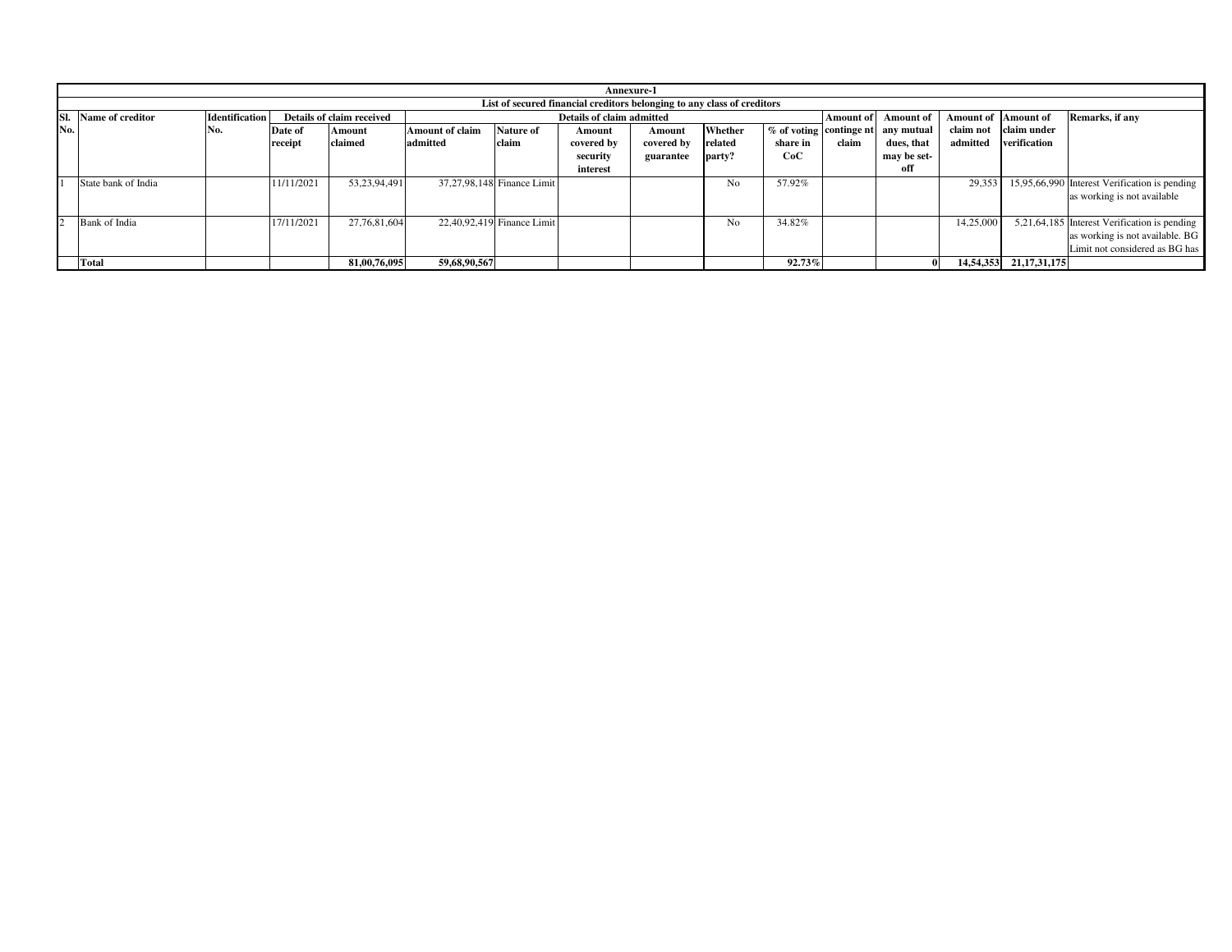**Annexure-1**

**List of secured financial creditors belonging to any class of creditors**

| Sl. No. | Name of creditor | Identification No. | Details of claim received | | Details of claim admitted | | | | | | Amount of contingent claim | Amount of any mutual dues, that may be set-off | Amount of claim not admitted | Amount of claim under verification | Remarks, if any |
|---|---|---|---|---|---|---|---|---|---|---|---|---|---|---|---|
| | | | Date of receipt | Amount claimed | Amount of claim admitted | Nature of claim | Amount covered by security interest | Amount covered by guarantee | Whether related party? | % of voting share in CoC | | | | | |
| 1 | State bank of India | | 11/11/2021 | 53,23,94,491 | 37,27,98,148 | Finance Limit | | | No | 57.92% | | | 29,353 | 15,95,66,990 | Interest Verification is pending as working is not available |
| 2 | Bank of India | | 17/11/2021 | 27,76,81,604 | 22,40,92,419 | Finance Limit | | | No | 34.82% | | | 14,25,000 | 5,21,64,185 | Interest Verification is pending as working is not available. BG Limit not considered as BG has |
| | **Total** | | | **81,00,76,095** | **59,68,90,567** | | | | | **92.73%** | | **0** | **14,54,353** | **21,17,31,175** | |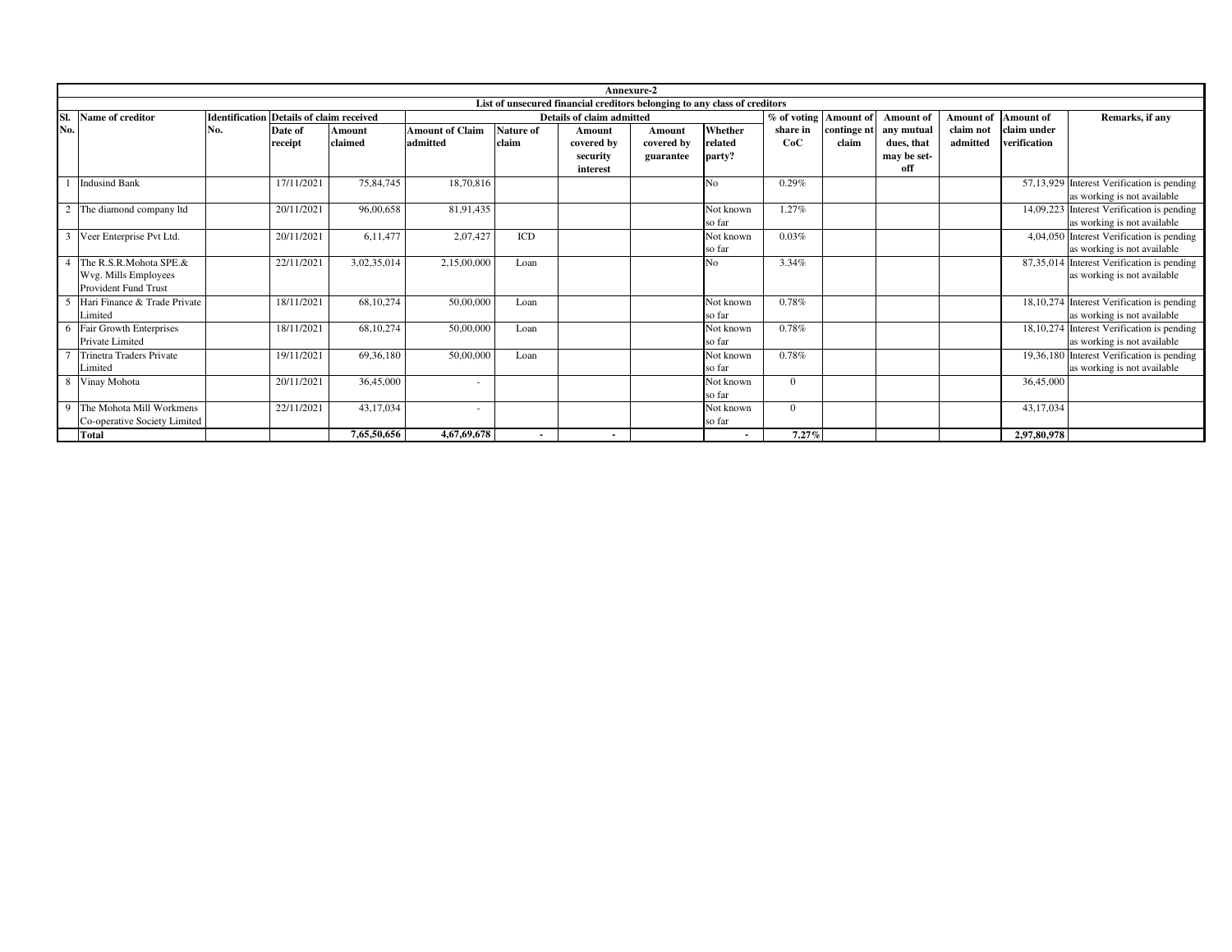**Annexure-2**

**List of unsecured financial creditors belonging to any class of creditors**

| Sl. No. | Name of creditor | Identification No. | Details of claim received | | Details of claim admitted | | | | | % of voting share in CoC | Amount of contingent claim | Amount of any mutual dues, that may be set-off | Amount of claim not admitted | Amount of claim under verification | Remarks, if any |
|---|---|---|---|---|---|---|---|---|---|---|---|---|---|---|---|
| | | | Date of receipt | Amount claimed | Amount of Claim admitted | Nature of claim | Amount covered by security interest | Amount covered by guarantee | Whether related party? | | | | | | |
| 1 | Indusind Bank | | 17/11/2021 | 75,84,745 | 18,70,816 | | | | No | 0.29% | | | | 57,13,929 | Interest Verification is pending as working is not available |
| 2 | The diamond company ltd | | 20/11/2021 | 96,00,658 | 81,91,435 | | | | Not known so far | 1.27% | | | | 14,09,223 | Interest Verification is pending as working is not available |
| 3 | Veer Enterprise Pvt Ltd. | | 20/11/2021 | 6,11,477 | 2,07,427 | ICD | | | Not known so far | 0.03% | | | | 4,04,050 | Interest Verification is pending as working is not available |
| 4 | The R.S.R.Mohota SPE.& Wvg. Mills Employees Provident Fund Trust | | 22/11/2021 | 3,02,35,014 | 2,15,00,000 | Loan | | | No | 3.34% | | | | 87,35,014 | Interest Verification is pending as working is not available |
| 5 | Hari Finance & Trade Private Limited | | 18/11/2021 | 68,10,274 | 50,00,000 | Loan | | | Not known so far | 0.78% | | | | 18,10,274 | Interest Verification is pending as working is not available |
| 6 | Fair Growth Enterprises Private Limited | | 18/11/2021 | 68,10,274 | 50,00,000 | Loan | | | Not known so far | 0.78% | | | | 18,10,274 | Interest Verification is pending as working is not available |
| 7 | Trinetra Traders Private Limited | | 19/11/2021 | 69,36,180 | 50,00,000 | Loan | | | Not known so far | 0.78% | | | | 19,36,180 | Interest Verification is pending as working is not available |
| 8 | Vinay Mohota | | 20/11/2021 | 36,45,000 | - | | | | Not known so far | 0 | | | | 36,45,000 | |
| 9 | The Mohota Mill Workmens Co-operative Society Limited | | 22/11/2021 | 43,17,034 | - | | | | Not known so far | 0 | | | | 43,17,034 | |
| | **Total** | | | **7,65,50,656** | **4,67,69,678** | **-** | **-** | | **-** | **7.27%** | | | | **2,97,80,978** | |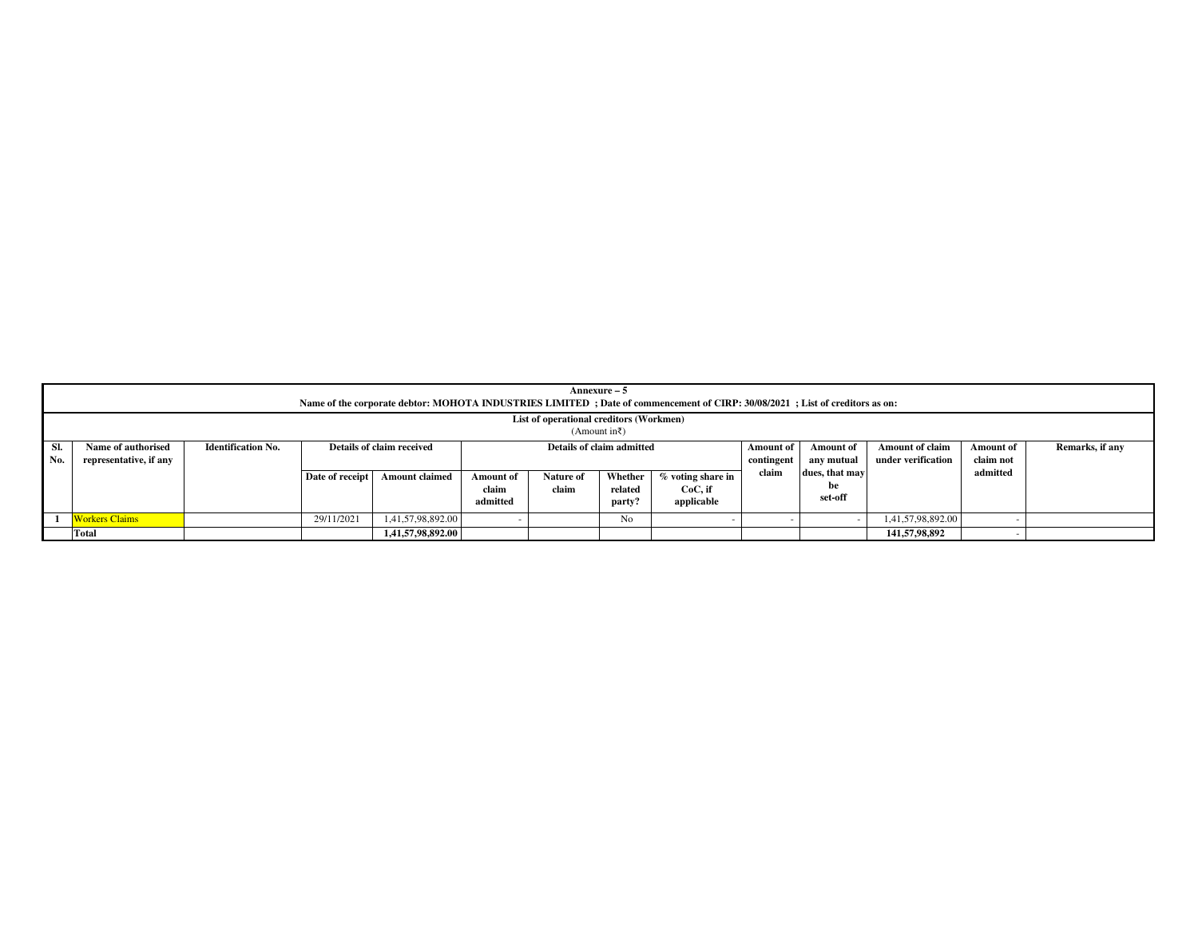**Annexure – 5**

**Name of the corporate debtor: MOHOTA INDUSTRIES LIMITED ; Date of commencement of CIRP: 30/08/2021 ; List of creditors as on:**

**List of operational creditors (Workmen)**

(Amount in₹)

| Sl. No. | Name of authorised representative, if any | Identification No. | Details of claim received | | Details of claim admitted | | | | Amount of contingent claim | Amount of any mutual dues, that may be set-off | Amount of claim under verification | Amount of claim not admitted | Remarks, if any |
|---|---|---|---|---|---|---|---|---|---|---|---|---|---|
| | | | Date of receipt | Amount claimed | Amount of claim admitted | Nature of claim | Whether related party? | % voting share in CoC, if applicable | | | | | |
| 1 | Workers Claims | | 29/11/2021 | 1,41,57,98,892.00 | - | | No | - | - | - | 1,41,57,98,892.00 | - | |
| | **Total** | | | **1,41,57,98,892.00** | | | | | | | **141,57,98,892** | - | |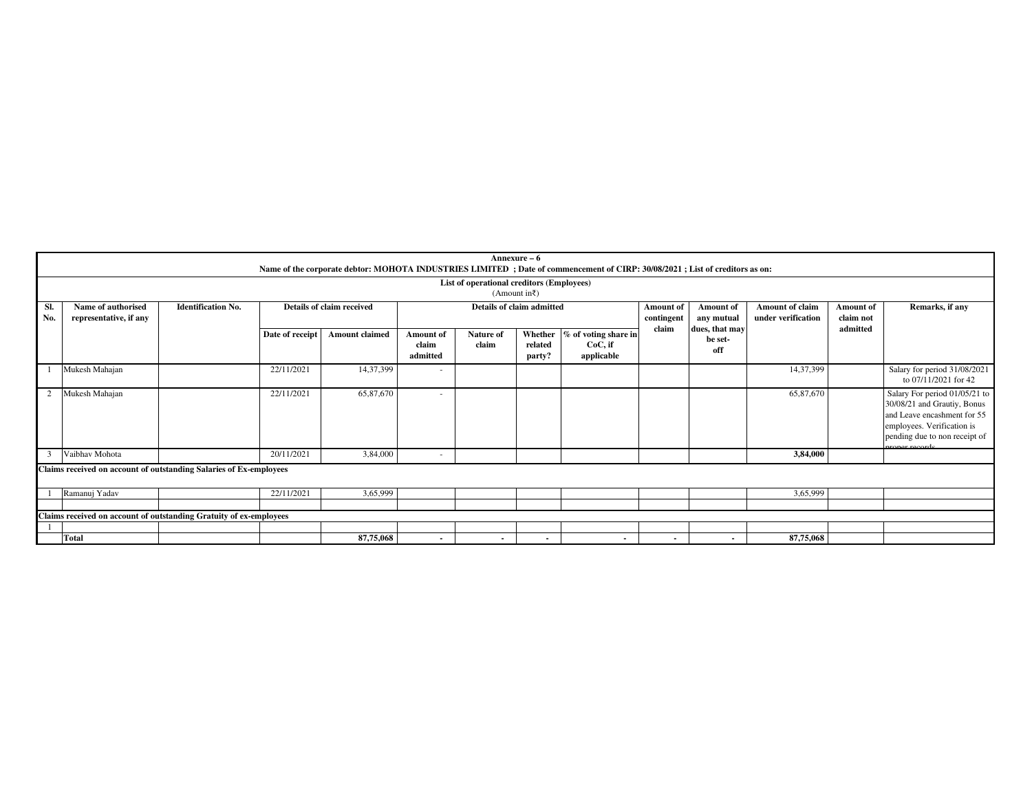**Annexure – 6**

**Name of the corporate debtor: MOHOTA INDUSTRIES LIMITED ; Date of commencement of CIRP: 30/08/2021 ; List of creditors as on:**

**List of operational creditors (Employees)**

(Amount in₹)

| Sl. No. | Name of authorised representative, if any | Identification No. | Details of claim received | | Details of claim admitted | | | | Amount of contingent claim | Amount of any mutual dues, that may be set-off | Amount of claim under verification | Amount of claim not admitted | Remarks, if any |
|---|---|---|---|---|---|---|---|---|---|---|---|---|---|
| | | | Date of receipt | Amount claimed | Amount of claim admitted | Nature of claim | Whether related party? | % of voting share in CoC, if applicable | | | | | |
| 1 | Mukesh Mahajan | | 22/11/2021 | 14,37,399 | - | | | | | | 14,37,399 | | Salary for period 31/08/2021 to 07/11/2021 for 42 |
| 2 | Mukesh Mahajan | | 22/11/2021 | 65,87,670 | - | | | | | | 65,87,670 | | Salary For period 01/05/21 to 30/08/21 and Grautiy, Bonus and Leave encashment for 55 employees. Verification is pending due to non receipt of proper records |
| 3 | Vaibhav Mohota | | 20/11/2021 | 3,84,000 | - | | | | | | **3,84,000** | | |
| **Claims received on account of outstanding Salaries of Ex-employees** | | | | | | | | | | | | | |
| 1 | Ramanuj Yadav | | 22/11/2021 | 3,65,999 | | | | | | | 3,65,999 | | |
| | | | | | | | | | | | | | |
| **Claims received on account of outstanding Gratuity of ex-employees** | | | | | | | | | | | | | |
| 1 | | | | | | | | | | | | | |
| | **Total** | | | **87,75,068** | **-** | **-** | **-** | **-** | **-** | **-** | **87,75,068** | | |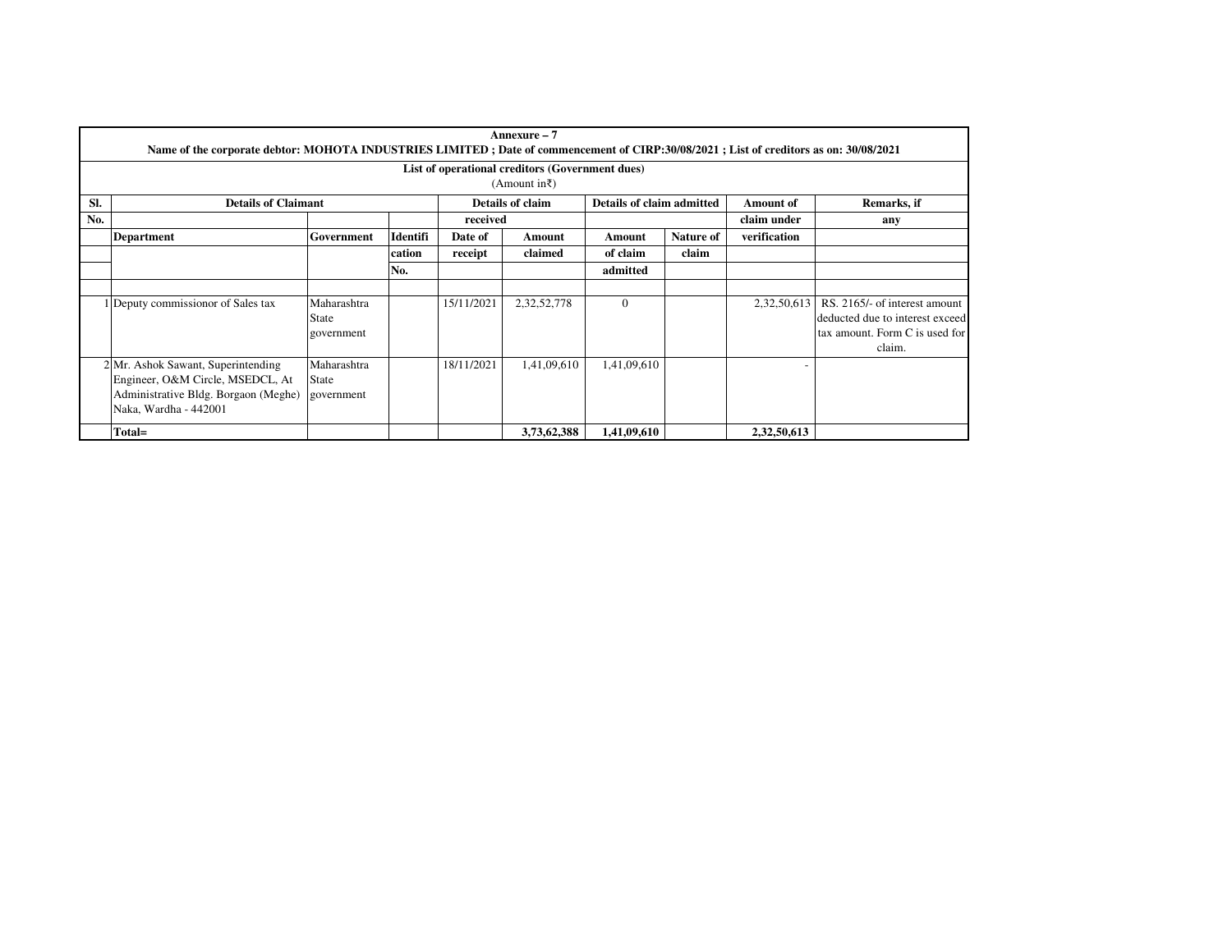**Annexure – 7**

**Name of the corporate debtor: MOHOTA INDUSTRIES LIMITED ; Date of commencement of CIRP:30/08/2021 ; List of creditors as on: 30/08/2021**

**List of operational creditors (Government dues)**

(Amount in₹)

| Sl. No. | Details of Claimant | | | Details of claim received | | Details of claim admitted | | Amount of claim under verification | Remarks, if any |
|---|---|---|---|---|---|---|---|---|---|
| | Department | Government | Identification No. | Date of receipt | Amount claimed | Amount of claim admitted | Nature of claim | | |
| 1 | Deputy commissionor of Sales tax | Maharashtra State government | | 15/11/2021 | 2,32,52,778 | 0 | | 2,32,50,613 | RS. 2165/- of interest amount deducted due to interest exceed tax amount. Form C is used for claim. |
| 2 | Mr. Ashok Sawant, Superintending Engineer, O&M Circle, MSEDCL, At Administrative Bldg. Borgaon (Meghe) Naka, Wardha - 442001 | Maharashtra State government | | 18/11/2021 | 1,41,09,610 | 1,41,09,610 | | - | |
| | **Total=** | | | | **3,73,62,388** | **1,41,09,610** | | **2,32,50,613** | |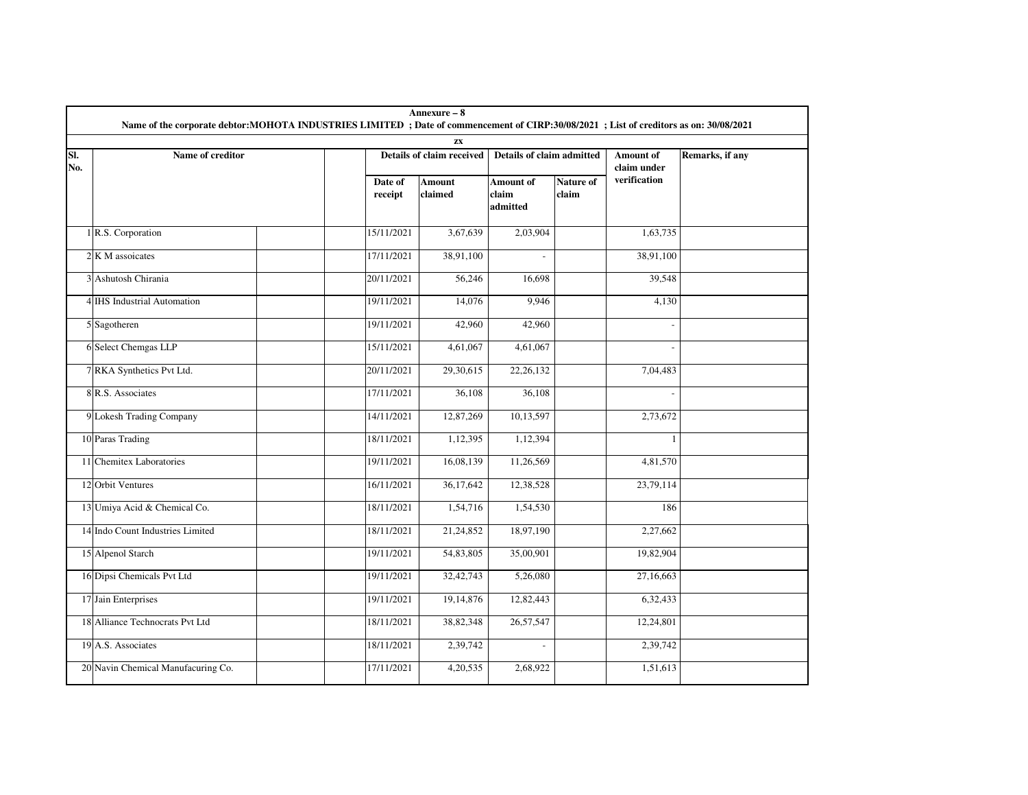**Annexure – 8**

**Name of the corporate debtor:MOHOTA INDUSTRIES LIMITED ; Date of commencement of CIRP:30/08/2021 ; List of creditors as on: 30/08/2021**

**zx**

| Sl. No. | Name of creditor | | | Details of claim received | | Details of claim admitted | | Amount of claim under verification | Remarks, if any |
|---|---|---|---|---|---|---|---|---|---|
| | | | | Date of receipt | Amount claimed | Amount of claim admitted | Nature of claim | | |
| 1 | R.S. Corporation | | | 15/11/2021 | 3,67,639 | 2,03,904 | | 1,63,735 | |
| 2 | K M assoicates | | | 17/11/2021 | 38,91,100 | - | | 38,91,100 | |
| 3 | Ashutosh Chirania | | | 20/11/2021 | 56,246 | 16,698 | | 39,548 | |
| 4 | IHS Industrial Automation | | | 19/11/2021 | 14,076 | 9,946 | | 4,130 | |
| 5 | Sagotheren | | | 19/11/2021 | 42,960 | 42,960 | | - | |
| 6 | Select Chemgas LLP | | | 15/11/2021 | 4,61,067 | 4,61,067 | | - | |
| 7 | RKA Synthetics Pvt Ltd. | | | 20/11/2021 | 29,30,615 | 22,26,132 | | 7,04,483 | |
| 8 | R.S. Associates | | | 17/11/2021 | 36,108 | 36,108 | | - | |
| 9 | Lokesh Trading Company | | | 14/11/2021 | 12,87,269 | 10,13,597 | | 2,73,672 | |
| 10 | Paras Trading | | | 18/11/2021 | 1,12,395 | 1,12,394 | | 1 | |
| 11 | Chemitex Laboratories | | | 19/11/2021 | 16,08,139 | 11,26,569 | | 4,81,570 | |
| 12 | Orbit Ventures | | | 16/11/2021 | 36,17,642 | 12,38,528 | | 23,79,114 | |
| 13 | Umiya Acid & Chemical Co. | | | 18/11/2021 | 1,54,716 | 1,54,530 | | 186 | |
| 14 | Indo Count Industries Limited | | | 18/11/2021 | 21,24,852 | 18,97,190 | | 2,27,662 | |
| 15 | Alpenol Starch | | | 19/11/2021 | 54,83,805 | 35,00,901 | | 19,82,904 | |
| 16 | Dipsi Chemicals Pvt Ltd | | | 19/11/2021 | 32,42,743 | 5,26,080 | | 27,16,663 | |
| 17 | Jain Enterprises | | | 19/11/2021 | 19,14,876 | 12,82,443 | | 6,32,433 | |
| 18 | Alliance Technocrats Pvt Ltd | | | 18/11/2021 | 38,82,348 | 26,57,547 | | 12,24,801 | |
| 19 | A.S. Associates | | | 18/11/2021 | 2,39,742 | - | | 2,39,742 | |
| 20 | Navin Chemical Manufacuring Co. | | | 17/11/2021 | 4,20,535 | 2,68,922 | | 1,51,613 | |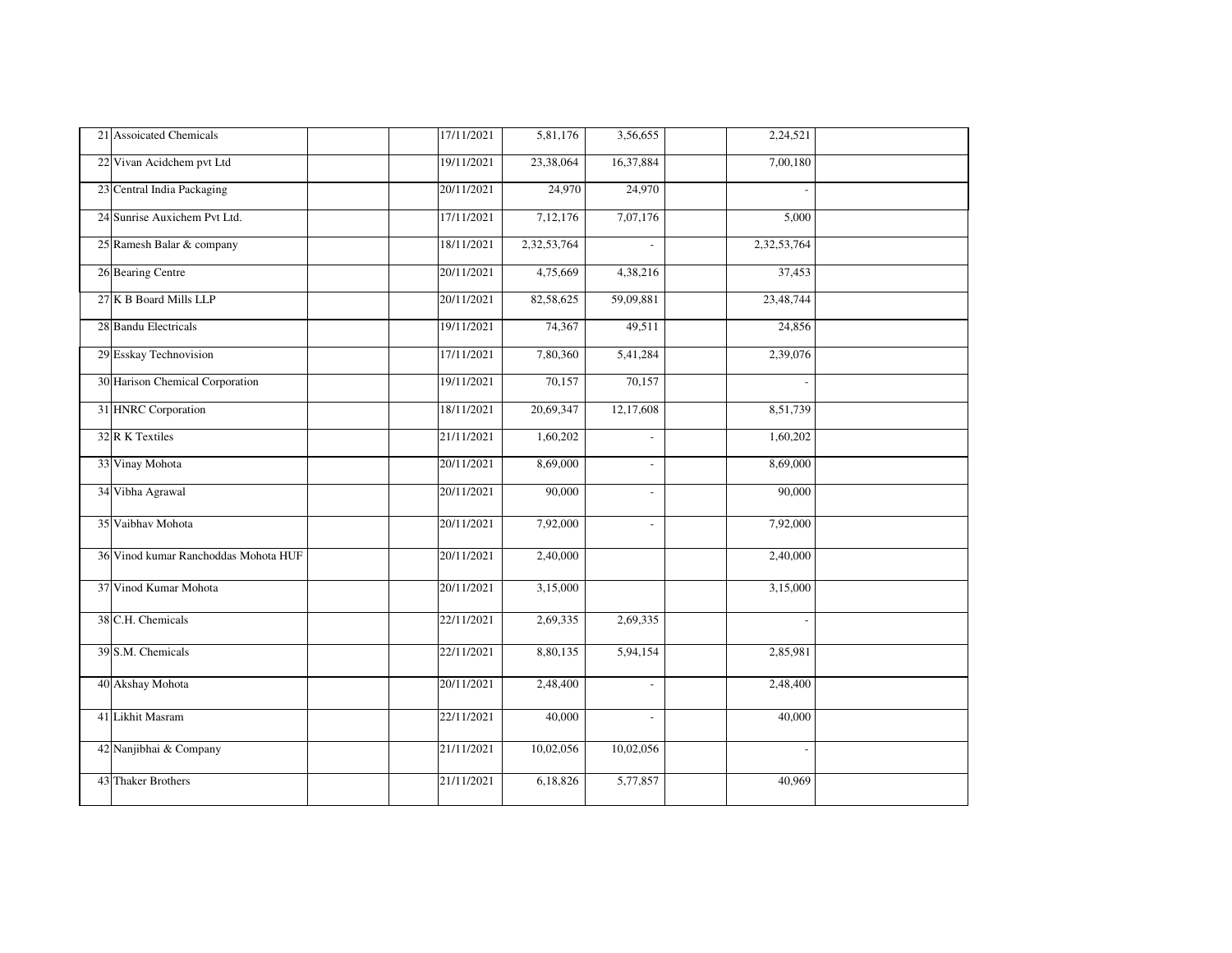| | | | | | | | | | |
|---|---|---|---|---|---|---|---|---|---|
| 21 | Assoicated Chemicals | | | 17/11/2021 | 5,81,176 | 3,56,655 | | 2,24,521 | |
| 22 | Vivan Acidchem pvt Ltd | | | 19/11/2021 | 23,38,064 | 16,37,884 | | 7,00,180 | |
| 23 | Central India Packaging | | | 20/11/2021 | 24,970 | 24,970 | | - | |
| 24 | Sunrise Auxichem Pvt Ltd. | | | 17/11/2021 | 7,12,176 | 7,07,176 | | 5,000 | |
| 25 | Ramesh Balar & company | | | 18/11/2021 | 2,32,53,764 | - | | 2,32,53,764 | |
| 26 | Bearing Centre | | | 20/11/2021 | 4,75,669 | 4,38,216 | | 37,453 | |
| 27 | K B Board Mills LLP | | | 20/11/2021 | 82,58,625 | 59,09,881 | | 23,48,744 | |
| 28 | Bandu Electricals | | | 19/11/2021 | 74,367 | 49,511 | | 24,856 | |
| 29 | Esskay Technovision | | | 17/11/2021 | 7,80,360 | 5,41,284 | | 2,39,076 | |
| 30 | Harison Chemical Corporation | | | 19/11/2021 | 70,157 | 70,157 | | - | |
| 31 | HNRC Corporation | | | 18/11/2021 | 20,69,347 | 12,17,608 | | 8,51,739 | |
| 32 | R K Textiles | | | 21/11/2021 | 1,60,202 | - | | 1,60,202 | |
| 33 | Vinay Mohota | | | 20/11/2021 | 8,69,000 | - | | 8,69,000 | |
| 34 | Vibha Agrawal | | | 20/11/2021 | 90,000 | - | | 90,000 | |
| 35 | Vaibhav Mohota | | | 20/11/2021 | 7,92,000 | - | | 7,92,000 | |
| 36 | Vinod kumar Ranchoddas Mohota HUF | | | 20/11/2021 | 2,40,000 | | | 2,40,000 | |
| 37 | Vinod Kumar Mohota | | | 20/11/2021 | 3,15,000 | | | 3,15,000 | |
| 38 | C.H. Chemicals | | | 22/11/2021 | 2,69,335 | 2,69,335 | | - | |
| 39 | S.M. Chemicals | | | 22/11/2021 | 8,80,135 | 5,94,154 | | 2,85,981 | |
| 40 | Akshay Mohota | | | 20/11/2021 | 2,48,400 | - | | 2,48,400 | |
| 41 | Likhit Masram | | | 22/11/2021 | 40,000 | - | | 40,000 | |
| 42 | Nanjibhai & Company | | | 21/11/2021 | 10,02,056 | 10,02,056 | | - | |
| 43 | Thaker Brothers | | | 21/11/2021 | 6,18,826 | 5,77,857 | | 40,969 | |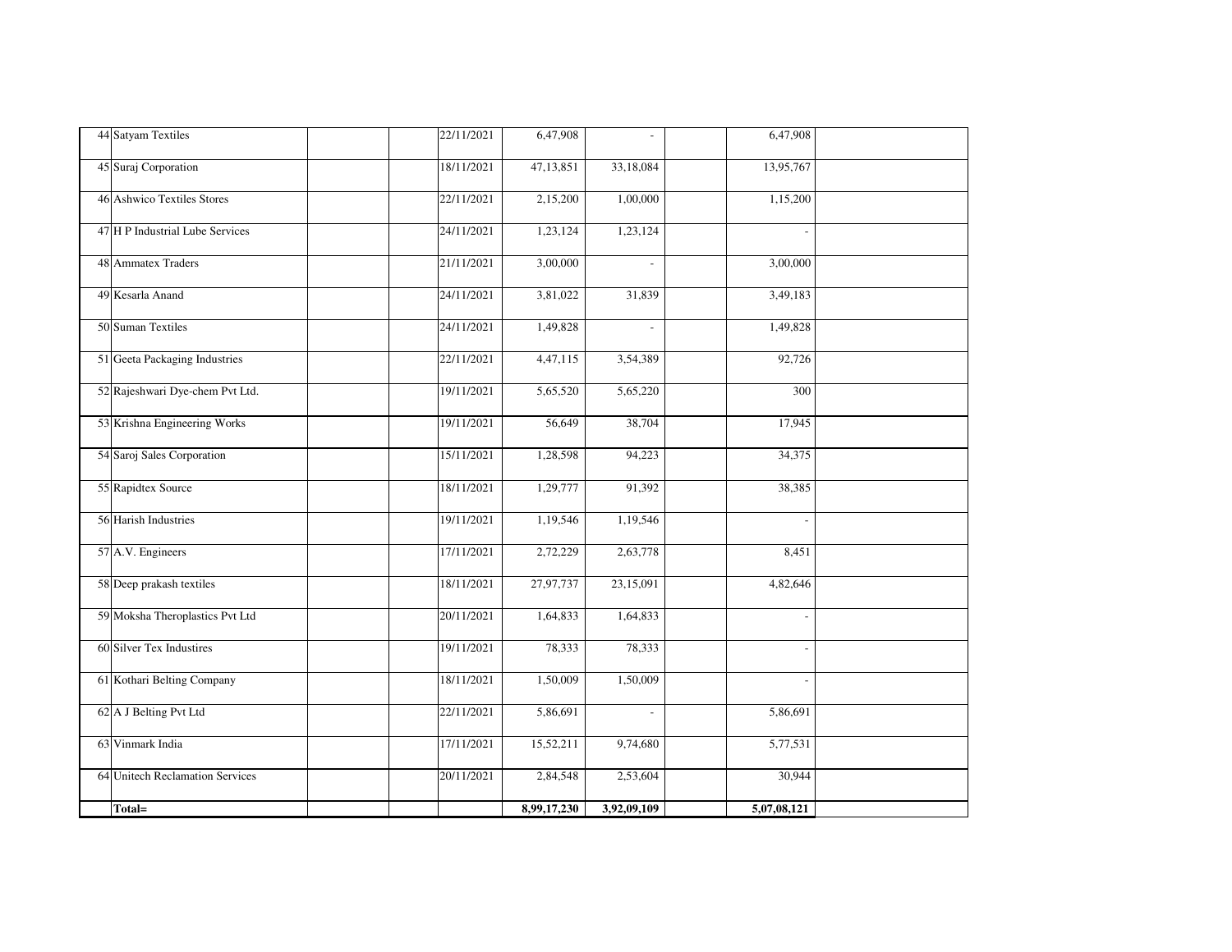| | | | | | | | | | |
|---|---|---|---|---|---|---|---|---|---|
| 44 | Satyam Textiles | | | 22/11/2021 | 6,47,908 | - | | 6,47,908 | |
| 45 | Suraj Corporation | | | 18/11/2021 | 47,13,851 | 33,18,084 | | 13,95,767 | |
| 46 | Ashwico Textiles Stores | | | 22/11/2021 | 2,15,200 | 1,00,000 | | 1,15,200 | |
| 47 | H P Industrial Lube Services | | | 24/11/2021 | 1,23,124 | 1,23,124 | | - | |
| 48 | Ammatex Traders | | | 21/11/2021 | 3,00,000 | - | | 3,00,000 | |
| 49 | Kesarla Anand | | | 24/11/2021 | 3,81,022 | 31,839 | | 3,49,183 | |
| 50 | Suman Textiles | | | 24/11/2021 | 1,49,828 | - | | 1,49,828 | |
| 51 | Geeta Packaging Industries | | | 22/11/2021 | 4,47,115 | 3,54,389 | | 92,726 | |
| 52 | Rajeshwari Dye-chem Pvt Ltd. | | | 19/11/2021 | 5,65,520 | 5,65,220 | | 300 | |
| 53 | Krishna Engineering Works | | | 19/11/2021 | 56,649 | 38,704 | | 17,945 | |
| 54 | Saroj Sales Corporation | | | 15/11/2021 | 1,28,598 | 94,223 | | 34,375 | |
| 55 | Rapidtex Source | | | 18/11/2021 | 1,29,777 | 91,392 | | 38,385 | |
| 56 | Harish Industries | | | 19/11/2021 | 1,19,546 | 1,19,546 | | - | |
| 57 | A.V. Engineers | | | 17/11/2021 | 2,72,229 | 2,63,778 | | 8,451 | |
| 58 | Deep prakash textiles | | | 18/11/2021 | 27,97,737 | 23,15,091 | | 4,82,646 | |
| 59 | Moksha Theroplastics Pvt Ltd | | | 20/11/2021 | 1,64,833 | 1,64,833 | | - | |
| 60 | Silver Tex Industires | | | 19/11/2021 | 78,333 | 78,333 | | - | |
| 61 | Kothari Belting Company | | | 18/11/2021 | 1,50,009 | 1,50,009 | | - | |
| 62 | A J Belting Pvt Ltd | | | 22/11/2021 | 5,86,691 | - | | 5,86,691 | |
| 63 | Vinmark India | | | 17/11/2021 | 15,52,211 | 9,74,680 | | 5,77,531 | |
| 64 | Unitech Reclamation Services | | | 20/11/2021 | 2,84,548 | 2,53,604 | | 30,944 | |
| | **Total=** | | | | **8,99,17,230** | **3,92,09,109** | | **5,07,08,121** | |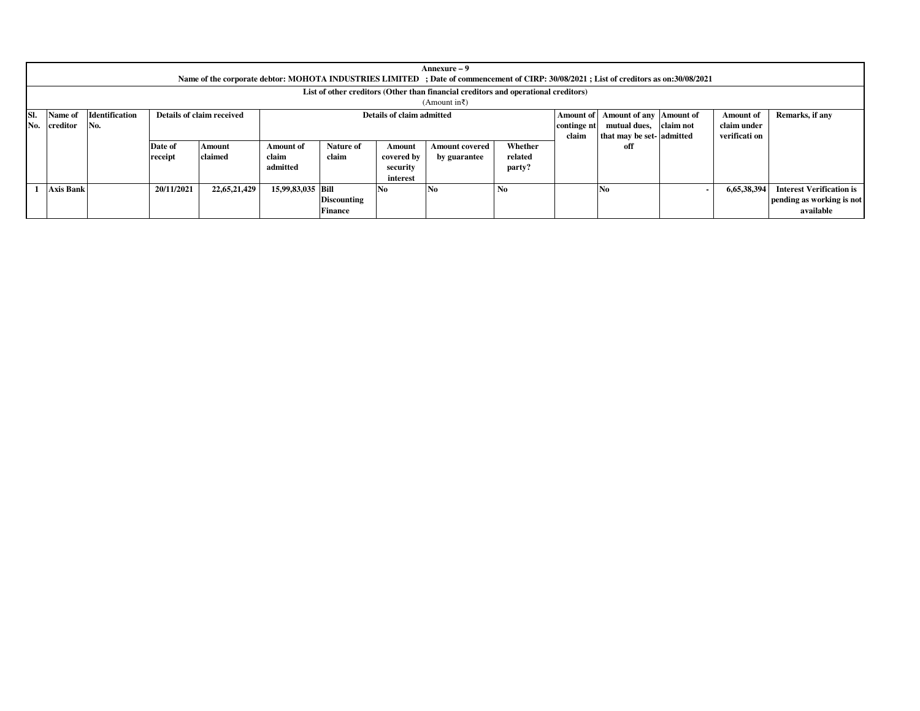**Annexure – 9**

**Name of the corporate debtor: MOHOTA INDUSTRIES LIMITED ; Date of commencement of CIRP: 30/08/2021 ; List of creditors as on:30/08/2021**

**List of other creditors (Other than financial creditors and operational creditors)**

(Amount in₹)

| Sl. No. | Name of creditor | Identification No. | Details of claim received | | Details of claim admitted | | | | | Amount of continge nt claim | Amount of any mutual dues, that may be set-off | Amount of claim not admitted | Amount of claim under verificati on | Remarks, if any |
|---|---|---|---|---|---|---|---|---|---|---|---|---|---|---|
| | | | Date of receipt | Amount claimed | Amount of claim admitted | Nature of claim | Amount covered by security interest | Amount covered by guarantee | Whether related party? | | | | | |
| 1 | Axis Bank | | 20/11/2021 | 22,65,21,429 | 15,99,83,035 | Bill Discounting Finance | No | No | No | | No | - | 6,65,38,394 | Interest Verification is pending as working is not available |